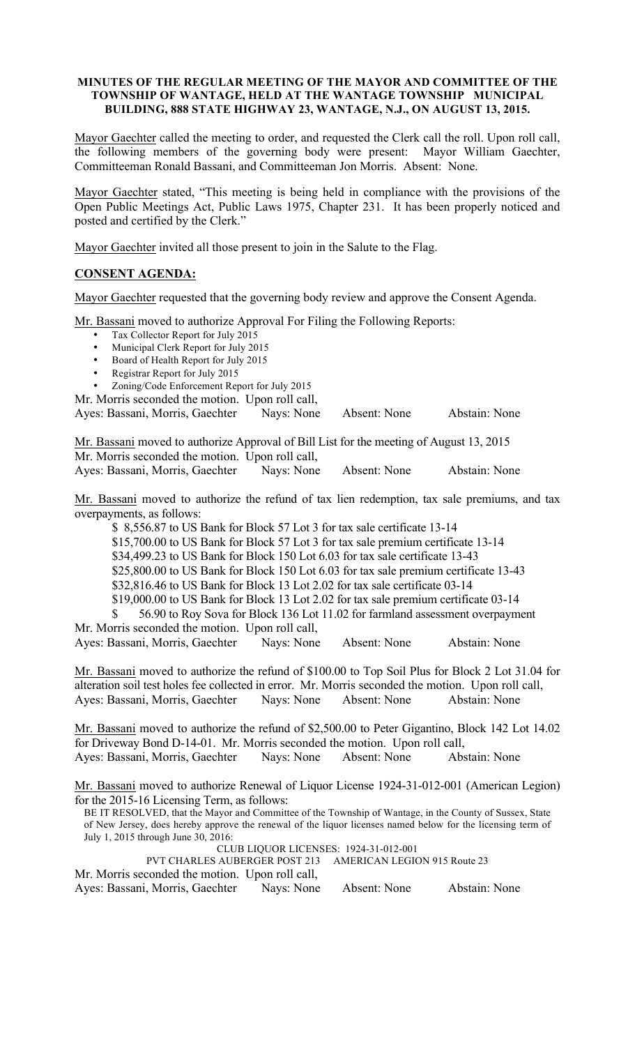**MINUTES OF THE REGULAR MEETING OF THE MAYOR AND COMMITTEE OF THE TOWNSHIP OF WANTAGE, HELD AT THE WANTAGE TOWNSHIP MUNICIPAL BUILDING, 888 STATE HIGHWAY 23, WANTAGE, N.J., ON AUGUST 13, 2015.**

Mayor Gaechter called the meeting to order, and requested the Clerk call the roll. Upon roll call, the following members of the governing body were present: Mayor William Gaechter, Committeeman Ronald Bassani, and Committeeman Jon Morris. Absent: None.

Mayor Gaechter stated, "This meeting is being held in compliance with the provisions of the Open Public Meetings Act, Public Laws 1975, Chapter 231. It has been properly noticed and posted and certified by the Clerk."

Mayor Gaechter invited all those present to join in the Salute to the Flag.

**CONSENT AGENDA:**

Mayor Gaechter requested that the governing body review and approve the Consent Agenda.

Mr. Bassani moved to authorize Approval For Filing the Following Reports:

- Tax Collector Report for July 2015
- Municipal Clerk Report for July 2015
- Board of Health Report for July 2015
- Registrar Report for July 2015
- Zoning/Code Enforcement Report for July 2015

Mr. Morris seconded the motion. Upon roll call,
Ayes: Bassani, Morris, Gaechter Nays: None Absent: None Abstain: None

Mr. Bassani moved to authorize Approval of Bill List for the meeting of August 13, 2015
Mr. Morris seconded the motion. Upon roll call,
Ayes: Bassani, Morris, Gaechter Nays: None Absent: None Abstain: None

Mr. Bassani moved to authorize the refund of tax lien redemption, tax sale premiums, and tax overpayments, as follows:

$ 8,556.87 to US Bank for Block 57 Lot 3 for tax sale certificate 13-14
$15,700.00 to US Bank for Block 57 Lot 3 for tax sale premium certificate 13-14
$34,499.23 to US Bank for Block 150 Lot 6.03 for tax sale certificate 13-43
$25,800.00 to US Bank for Block 150 Lot 6.03 for tax sale premium certificate 13-43
$32,816.46 to US Bank for Block 13 Lot 2.02 for tax sale certificate 03-14
$19,000.00 to US Bank for Block 13 Lot 2.02 for tax sale premium certificate 03-14
$ 56.90 to Roy Sova for Block 136 Lot 11.02 for farmland assessment overpayment

Mr. Morris seconded the motion. Upon roll call,
Ayes: Bassani, Morris, Gaechter Nays: None Absent: None Abstain: None

Mr. Bassani moved to authorize the refund of $100.00 to Top Soil Plus for Block 2 Lot 31.04 for alteration soil test holes fee collected in error. Mr. Morris seconded the motion. Upon roll call,
Ayes: Bassani, Morris, Gaechter Nays: None Absent: None Abstain: None

Mr. Bassani moved to authorize the refund of $2,500.00 to Peter Gigantino, Block 142 Lot 14.02 for Driveway Bond D-14-01. Mr. Morris seconded the motion. Upon roll call,
Ayes: Bassani, Morris, Gaechter Nays: None Absent: None Abstain: None

Mr. Bassani moved to authorize Renewal of Liquor License 1924-31-012-001 (American Legion) for the 2015-16 Licensing Term, as follows:

BE IT RESOLVED, that the Mayor and Committee of the Township of Wantage, in the County of Sussex, State of New Jersey, does hereby approve the renewal of the liquor licenses named below for the licensing term of July 1, 2015 through June 30, 2016:

CLUB LIQUOR LICENSES: 1924-31-012-001
PVT CHARLES AUBERGER POST 213 AMERICAN LEGION 915 Route 23

Mr. Morris seconded the motion. Upon roll call,
Ayes: Bassani, Morris, Gaechter Nays: None Absent: None Abstain: None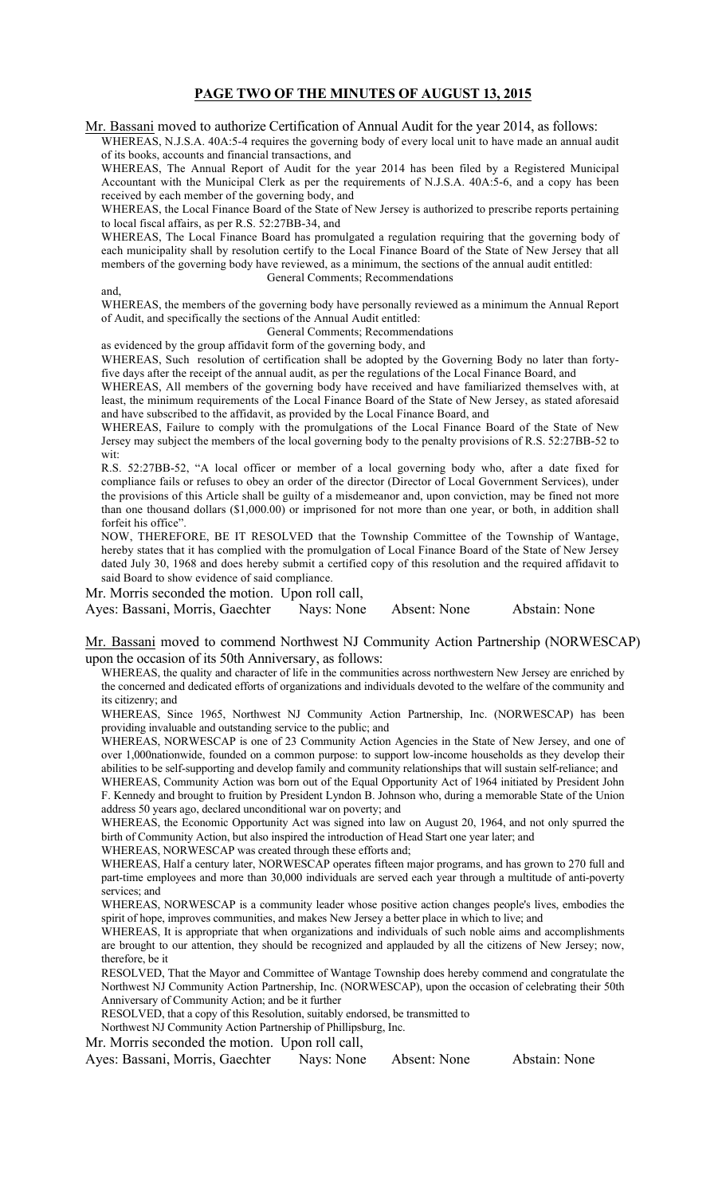## PAGE TWO OF THE MINUTES OF AUGUST 13, 2015

Mr. Bassani moved to authorize Certification of Annual Audit for the year 2014, as follows:

WHEREAS, N.J.S.A. 40A:5-4 requires the governing body of every local unit to have made an annual audit of its books, accounts and financial transactions, and

WHEREAS, The Annual Report of Audit for the year 2014 has been filed by a Registered Municipal Accountant with the Municipal Clerk as per the requirements of N.J.S.A. 40A:5-6, and a copy has been received by each member of the governing body, and

WHEREAS, the Local Finance Board of the State of New Jersey is authorized to prescribe reports pertaining to local fiscal affairs, as per R.S. 52:27BB-34, and

WHEREAS, The Local Finance Board has promulgated a regulation requiring that the governing body of each municipality shall by resolution certify to the Local Finance Board of the State of New Jersey that all members of the governing body have reviewed, as a minimum, the sections of the annual audit entitled:

General Comments; Recommendations

and,

WHEREAS, the members of the governing body have personally reviewed as a minimum the Annual Report of Audit, and specifically the sections of the Annual Audit entitled:

General Comments; Recommendations

as evidenced by the group affidavit form of the governing body, and

WHEREAS, Such resolution of certification shall be adopted by the Governing Body no later than forty-five days after the receipt of the annual audit, as per the regulations of the Local Finance Board, and

WHEREAS, All members of the governing body have received and have familiarized themselves with, at least, the minimum requirements of the Local Finance Board of the State of New Jersey, as stated aforesaid and have subscribed to the affidavit, as provided by the Local Finance Board, and

WHEREAS, Failure to comply with the promulgations of the Local Finance Board of the State of New Jersey may subject the members of the local governing body to the penalty provisions of R.S. 52:27BB-52 to wit:

R.S. 52:27BB-52, "A local officer or member of a local governing body who, after a date fixed for compliance fails or refuses to obey an order of the director (Director of Local Government Services), under the provisions of this Article shall be guilty of a misdemeanor and, upon conviction, may be fined not more than one thousand dollars ($1,000.00) or imprisoned for not more than one year, or both, in addition shall forfeit his office".

NOW, THEREFORE, BE IT RESOLVED that the Township Committee of the Township of Wantage, hereby states that it has complied with the promulgation of Local Finance Board of the State of New Jersey dated July 30, 1968 and does hereby submit a certified copy of this resolution and the required affidavit to said Board to show evidence of said compliance.

Mr. Morris seconded the motion. Upon roll call,

Ayes: Bassani, Morris, Gaechter Nays: None Absent: None Abstain: None

Mr. Bassani moved to commend Northwest NJ Community Action Partnership (NORWESCAP) upon the occasion of its 50th Anniversary, as follows:

WHEREAS, the quality and character of life in the communities across northwestern New Jersey are enriched by the concerned and dedicated efforts of organizations and individuals devoted to the welfare of the community and its citizenry; and

WHEREAS, Since 1965, Northwest NJ Community Action Partnership, Inc. (NORWESCAP) has been providing invaluable and outstanding service to the public; and

WHEREAS, NORWESCAP is one of 23 Community Action Agencies in the State of New Jersey, and one of over 1,000nationwide, founded on a common purpose: to support low-income households as they develop their abilities to be self-supporting and develop family and community relationships that will sustain self-reliance; and

WHEREAS, Community Action was born out of the Equal Opportunity Act of 1964 initiated by President John F. Kennedy and brought to fruition by President Lyndon B. Johnson who, during a memorable State of the Union address 50 years ago, declared unconditional war on poverty; and

WHEREAS, the Economic Opportunity Act was signed into law on August 20, 1964, and not only spurred the birth of Community Action, but also inspired the introduction of Head Start one year later; and

WHEREAS, NORWESCAP was created through these efforts and;

WHEREAS, Half a century later, NORWESCAP operates fifteen major programs, and has grown to 270 full and part-time employees and more than 30,000 individuals are served each year through a multitude of anti-poverty services; and

WHEREAS, NORWESCAP is a community leader whose positive action changes people's lives, embodies the spirit of hope, improves communities, and makes New Jersey a better place in which to live; and

WHEREAS, It is appropriate that when organizations and individuals of such noble aims and accomplishments are brought to our attention, they should be recognized and applauded by all the citizens of New Jersey; now, therefore, be it

RESOLVED, That the Mayor and Committee of Wantage Township does hereby commend and congratulate the Northwest NJ Community Action Partnership, Inc. (NORWESCAP), upon the occasion of celebrating their 50th Anniversary of Community Action; and be it further

RESOLVED, that a copy of this Resolution, suitably endorsed, be transmitted to Northwest NJ Community Action Partnership of Phillipsburg, Inc.

Mr. Morris seconded the motion. Upon roll call,

Ayes: Bassani, Morris, Gaechter Nays: None Absent: None Abstain: None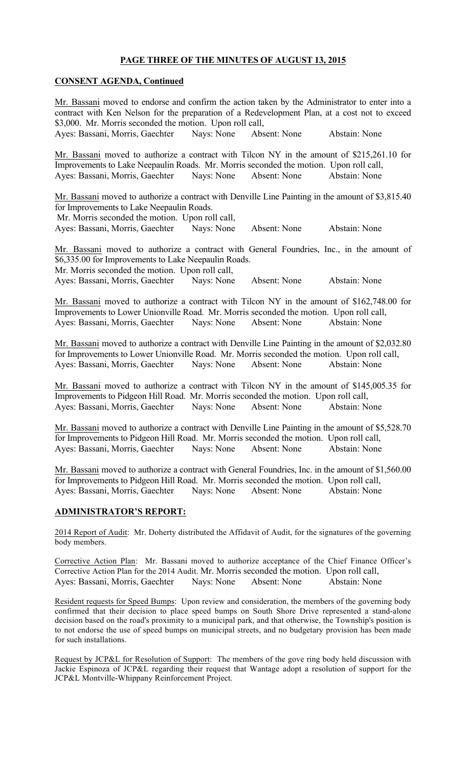## PAGE THREE OF THE MINUTES OF AUGUST 13, 2015

### CONSENT AGENDA, Continued

Mr. Bassani moved to endorse and confirm the action taken by the Administrator to enter into a contract with Ken Nelson for the preparation of a Redevelopment Plan, at a cost not to exceed \$3,000. Mr. Morris seconded the motion. Upon roll call,
Ayes: Bassani, Morris, Gaechter Nays: None Absent: None Abstain: None

Mr. Bassani moved to authorize a contract with Tilcon NY in the amount of \$215,261.10 for Improvements to Lake Neepaulin Roads. Mr. Morris seconded the motion. Upon roll call,
Ayes: Bassani, Morris, Gaechter Nays: None Absent: None Abstain: None

Mr. Bassani moved to authorize a contract with Denville Line Painting in the amount of \$3,815.40 for Improvements to Lake Neepaulin Roads.
Mr. Morris seconded the motion. Upon roll call,
Ayes: Bassani, Morris, Gaechter Nays: None Absent: None Abstain: None

Mr. Bassani moved to authorize a contract with General Foundries, Inc., in the amount of \$6,335.00 for Improvements to Lake Neepaulin Roads.
Mr. Morris seconded the motion. Upon roll call,
Ayes: Bassani, Morris, Gaechter Nays: None Absent: None Abstain: None

Mr. Bassani moved to authorize a contract with Tilcon NY in the amount of \$162,748.00 for Improvements to Lower Unionville Road. Mr. Morris seconded the motion. Upon roll call,
Ayes: Bassani, Morris, Gaechter Nays: None Absent: None Abstain: None

Mr. Bassani moved to authorize a contract with Denville Line Painting in the amount of \$2,032.80 for Improvements to Lower Unionville Road. Mr. Morris seconded the motion. Upon roll call,
Ayes: Bassani, Morris, Gaechter Nays: None Absent: None Abstain: None

Mr. Bassani moved to authorize a contract with Tilcon NY in the amount of \$145,005.35 for Improvements to Pidgeon Hill Road. Mr. Morris seconded the motion. Upon roll call,
Ayes: Bassani, Morris, Gaechter Nays: None Absent: None Abstain: None

Mr. Bassani moved to authorize a contract with Denville Line Painting in the amount of \$5,528.70 for Improvements to Pidgeon Hill Road. Mr. Morris seconded the motion. Upon roll call,
Ayes: Bassani, Morris, Gaechter Nays: None Absent: None Abstain: None

Mr. Bassani moved to authorize a contract with General Foundries, Inc. in the amount of \$1,560.00 for Improvements to Pidgeon Hill Road. Mr. Morris seconded the motion. Upon roll call,
Ayes: Bassani, Morris, Gaechter Nays: None Absent: None Abstain: None

### ADMINISTRATOR'S REPORT:

2014 Report of Audit: Mr. Doherty distributed the Affidavit of Audit, for the signatures of the governing body members.

Corrective Action Plan: Mr. Bassani moved to authorize acceptance of the Chief Finance Officer's Corrective Action Plan for the 2014 Audit. Mr. Morris seconded the motion. Upon roll call,
Ayes: Bassani, Morris, Gaechter Nays: None Absent: None Abstain: None

Resident requests for Speed Bumps: Upon review and consideration, the members of the governing body confirmed that their decision to place speed bumps on South Shore Drive represented a stand-alone decision based on the road's proximity to a municipal park, and that otherwise, the Township's position is to not endorse the use of speed bumps on municipal streets, and no budgetary provision has been made for such installations.

Request by JCP&L for Resolution of Support: The members of the gove ring body held discussion with Jackie Espinoza of JCP&L regarding their request that Wantage adopt a resolution of support for the JCP&L Montville-Whippany Reinforcement Project.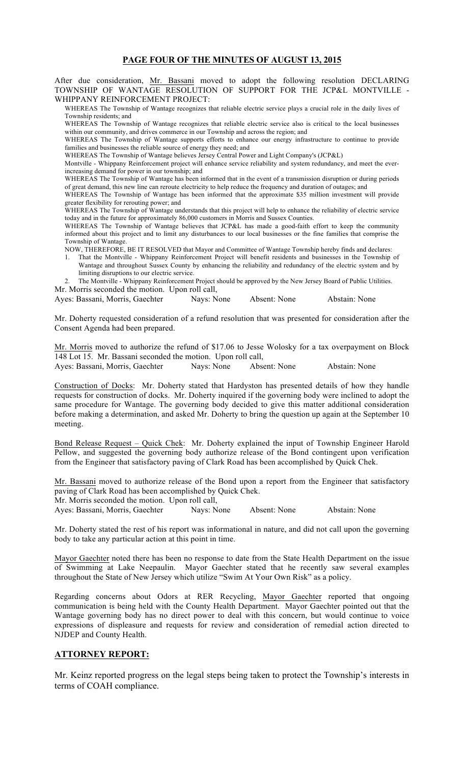## PAGE FOUR OF THE MINUTES OF AUGUST 13, 2015

After due consideration, Mr. Bassani moved to adopt the following resolution DECLARING TOWNSHIP OF WANTAGE RESOLUTION OF SUPPORT FOR THE JCP&L MONTVILLE - WHIPPANY REINFORCEMENT PROJECT:

WHEREAS The Township of Wantage recognizes that reliable electric service plays a crucial role in the daily lives of Township residents; and

WHEREAS The Township of Wantage recognizes that reliable electric service also is critical to the local businesses within our community, and drives commerce in our Township and across the region; and

WHEREAS The Township of Wantage supports efforts to enhance our energy infrastructure to continue to provide families and businesses the reliable source of energy they need; and

WHEREAS The Township of Wantage believes Jersey Central Power and Light Company's (JCP&L) Montville - Whippany Reinforcement project will enhance service reliability and system redundancy, and meet the ever-increasing demand for power in our township; and

WHEREAS The Township of Wantage has been informed that in the event of a transmission disruption or during periods of great demand, this new line can reroute electricity to help reduce the frequency and duration of outages; and

WHEREAS The Township of Wantage has been informed that the approximate $35 million investment will provide greater flexibility for rerouting power; and

WHEREAS The Township of Wantage understands that this project will help to enhance the reliability of electric service today and in the future for approximately 86,000 customers in Morris and Sussex Counties.

WHEREAS The Township of Wantage believes that JCP&L has made a good-faith effort to keep the community informed about this project and to limit any disturbances to our local businesses or the fine families that comprise the Township of Wantage.

NOW, THEREFORE, BE IT RESOLVED that Mayor and Committee of Wantage Township hereby finds and declares:

1. That the Montville - Whippany Reinforcement Project will benefit residents and businesses in the Township of Wantage and throughout Sussex County by enhancing the reliability and redundancy of the electric system and by limiting disruptions to our electric service.
2. The Montville - Whippany Reinforcement Project should be approved by the New Jersey Board of Public Utilities.

Mr. Morris seconded the motion. Upon roll call,

Ayes: Bassani, Morris, Gaechter Nays: None Absent: None Abstain: None

Mr. Doherty requested consideration of a refund resolution that was presented for consideration after the Consent Agenda had been prepared.

Mr. Morris moved to authorize the refund of $17.06 to Jesse Wolosky for a tax overpayment on Block 148 Lot 15. Mr. Bassani seconded the motion. Upon roll call,

Ayes: Bassani, Morris, Gaechter Nays: None Absent: None Abstain: None

Construction of Docks: Mr. Doherty stated that Hardyston has presented details of how they handle requests for construction of docks. Mr. Doherty inquired if the governing body were inclined to adopt the same procedure for Wantage. The governing body decided to give this matter additional consideration before making a determination, and asked Mr. Doherty to bring the question up again at the September 10 meeting.

Bond Release Request – Quick Chek: Mr. Doherty explained the input of Township Engineer Harold Pellow, and suggested the governing body authorize release of the Bond contingent upon verification from the Engineer that satisfactory paving of Clark Road has been accomplished by Quick Chek.

Mr. Bassani moved to authorize release of the Bond upon a report from the Engineer that satisfactory paving of Clark Road has been accomplished by Quick Chek.

Mr. Morris seconded the motion. Upon roll call,

Ayes: Bassani, Morris, Gaechter Nays: None Absent: None Abstain: None

Mr. Doherty stated the rest of his report was informational in nature, and did not call upon the governing body to take any particular action at this point in time.

Mayor Gaechter noted there has been no response to date from the State Health Department on the issue of Swimming at Lake Neepaulin. Mayor Gaechter stated that he recently saw several examples throughout the State of New Jersey which utilize "Swim At Your Own Risk" as a policy.

Regarding concerns about Odors at RER Recycling, Mayor Gaechter reported that ongoing communication is being held with the County Health Department. Mayor Gaechter pointed out that the Wantage governing body has no direct power to deal with this concern, but would continue to voice expressions of displeasure and requests for review and consideration of remedial action directed to NJDEP and County Health.

## ATTORNEY REPORT:

Mr. Keinz reported progress on the legal steps being taken to protect the Township's interests in terms of COAH compliance.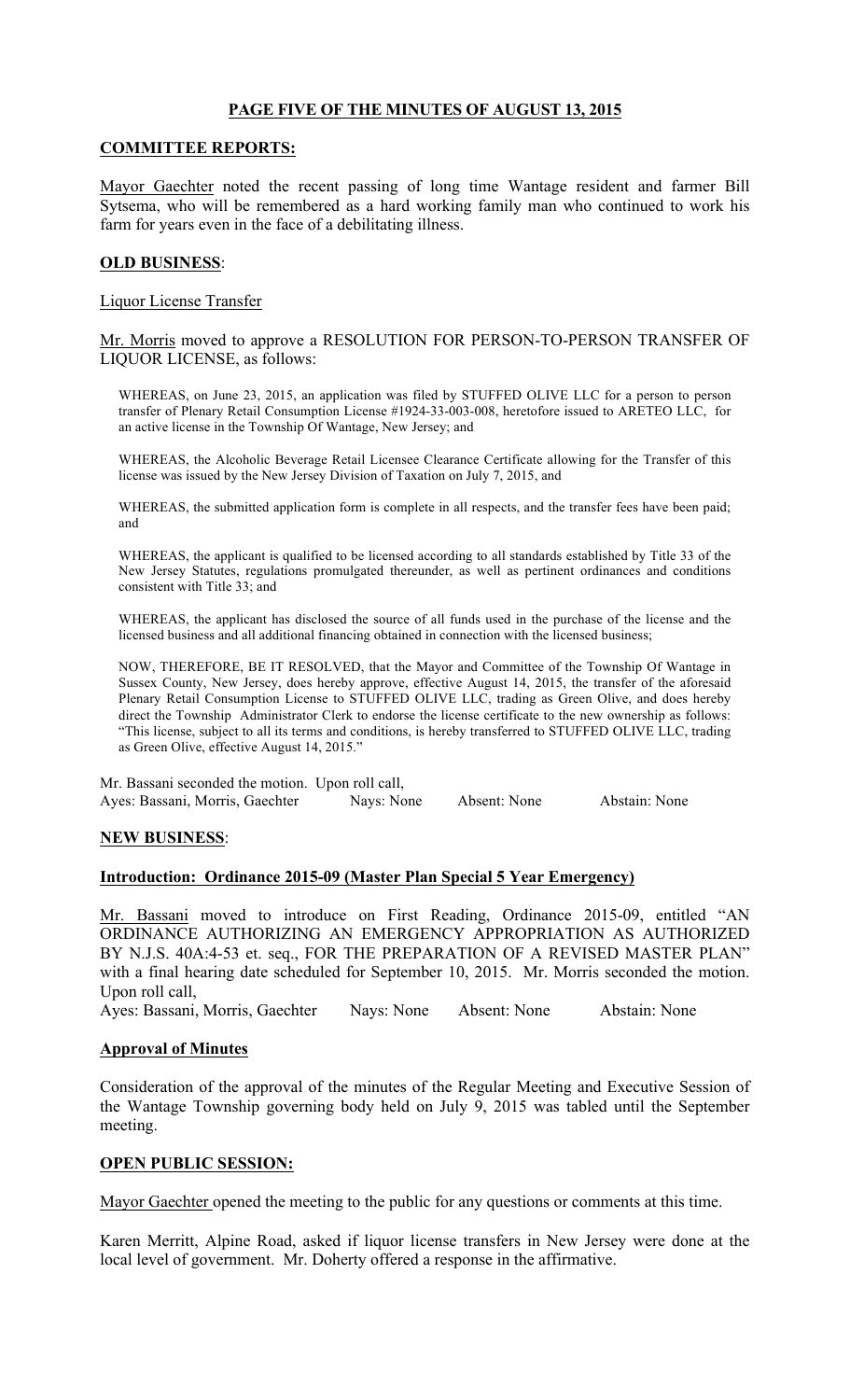**PAGE FIVE OF THE MINUTES OF AUGUST 13, 2015**

**COMMITTEE REPORTS:**

Mayor Gaechter noted the recent passing of long time Wantage resident and farmer Bill Sytsema, who will be remembered as a hard working family man who continued to work his farm for years even in the face of a debilitating illness.

**OLD BUSINESS**:

Liquor License Transfer

Mr. Morris moved to approve a RESOLUTION FOR PERSON-TO-PERSON TRANSFER OF LIQUOR LICENSE, as follows:

WHEREAS, on June 23, 2015, an application was filed by STUFFED OLIVE LLC for a person to person transfer of Plenary Retail Consumption License #1924-33-003-008, heretofore issued to ARETEO LLC, for an active license in the Township Of Wantage, New Jersey; and

WHEREAS, the Alcoholic Beverage Retail Licensee Clearance Certificate allowing for the Transfer of this license was issued by the New Jersey Division of Taxation on July 7, 2015, and

WHEREAS, the submitted application form is complete in all respects, and the transfer fees have been paid; and

WHEREAS, the applicant is qualified to be licensed according to all standards established by Title 33 of the New Jersey Statutes, regulations promulgated thereunder, as well as pertinent ordinances and conditions consistent with Title 33; and

WHEREAS, the applicant has disclosed the source of all funds used in the purchase of the license and the licensed business and all additional financing obtained in connection with the licensed business;

NOW, THEREFORE, BE IT RESOLVED, that the Mayor and Committee of the Township Of Wantage in Sussex County, New Jersey, does hereby approve, effective August 14, 2015, the transfer of the aforesaid Plenary Retail Consumption License to STUFFED OLIVE LLC, trading as Green Olive, and does hereby direct the Township Administrator Clerk to endorse the license certificate to the new ownership as follows: "This license, subject to all its terms and conditions, is hereby transferred to STUFFED OLIVE LLC, trading as Green Olive, effective August 14, 2015."

Mr. Bassani seconded the motion. Upon roll call,
Ayes: Bassani, Morris, Gaechter Nays: None Absent: None Abstain: None

**NEW BUSINESS**:

**Introduction: Ordinance 2015-09 (Master Plan Special 5 Year Emergency)**

Mr. Bassani moved to introduce on First Reading, Ordinance 2015-09, entitled "AN ORDINANCE AUTHORIZING AN EMERGENCY APPROPRIATION AS AUTHORIZED BY N.J.S. 40A:4-53 et. seq., FOR THE PREPARATION OF A REVISED MASTER PLAN" with a final hearing date scheduled for September 10, 2015. Mr. Morris seconded the motion. Upon roll call,
Ayes: Bassani, Morris, Gaechter Nays: None Absent: None Abstain: None

**Approval of Minutes**

Consideration of the approval of the minutes of the Regular Meeting and Executive Session of the Wantage Township governing body held on July 9, 2015 was tabled until the September meeting.

**OPEN PUBLIC SESSION:**

Mayor Gaechter opened the meeting to the public for any questions or comments at this time.

Karen Merritt, Alpine Road, asked if liquor license transfers in New Jersey were done at the local level of government. Mr. Doherty offered a response in the affirmative.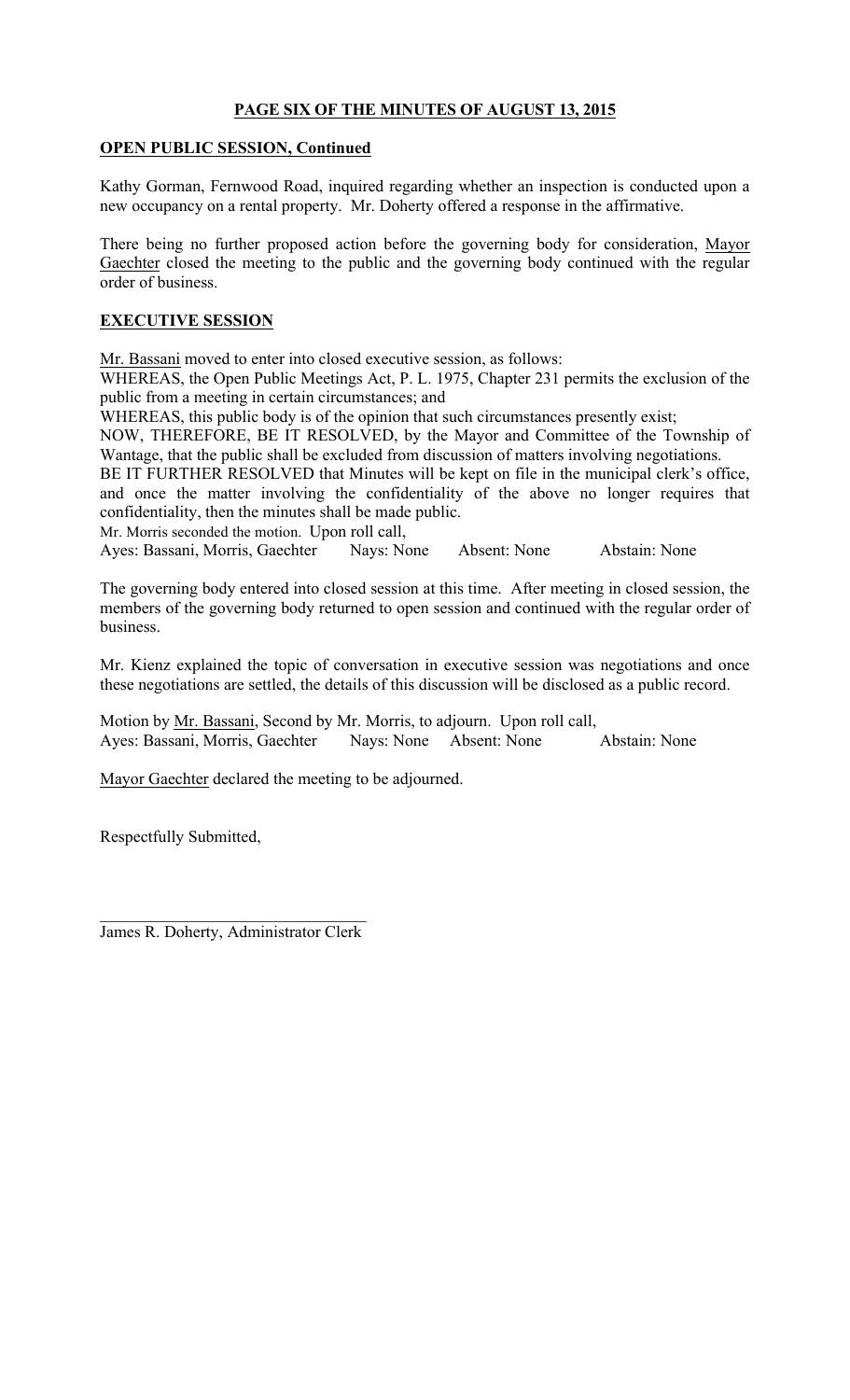## PAGE SIX OF THE MINUTES OF AUGUST 13, 2015

### OPEN PUBLIC SESSION, Continued

Kathy Gorman, Fernwood Road, inquired regarding whether an inspection is conducted upon a new occupancy on a rental property. Mr. Doherty offered a response in the affirmative.

There being no further proposed action before the governing body for consideration, Mayor Gaechter closed the meeting to the public and the governing body continued with the regular order of business.

### EXECUTIVE SESSION

Mr. Bassani moved to enter into closed executive session, as follows:
WHEREAS, the Open Public Meetings Act, P. L. 1975, Chapter 231 permits the exclusion of the public from a meeting in certain circumstances; and
WHEREAS, this public body is of the opinion that such circumstances presently exist;
NOW, THEREFORE, BE IT RESOLVED, by the Mayor and Committee of the Township of Wantage, that the public shall be excluded from discussion of matters involving negotiations.
BE IT FURTHER RESOLVED that Minutes will be kept on file in the municipal clerk's office, and once the matter involving the confidentiality of the above no longer requires that confidentiality, then the minutes shall be made public.
Mr. Morris seconded the motion. Upon roll call,
Ayes: Bassani, Morris, Gaechter Nays: None Absent: None Abstain: None

The governing body entered into closed session at this time. After meeting in closed session, the members of the governing body returned to open session and continued with the regular order of business.

Mr. Kienz explained the topic of conversation in executive session was negotiations and once these negotiations are settled, the details of this discussion will be disclosed as a public record.

Motion by Mr. Bassani, Second by Mr. Morris, to adjourn. Upon roll call,
Ayes: Bassani, Morris, Gaechter Nays: None Absent: None Abstain: None

Mayor Gaechter declared the meeting to be adjourned.

Respectfully Submitted,

James R. Doherty, Administrator Clerk